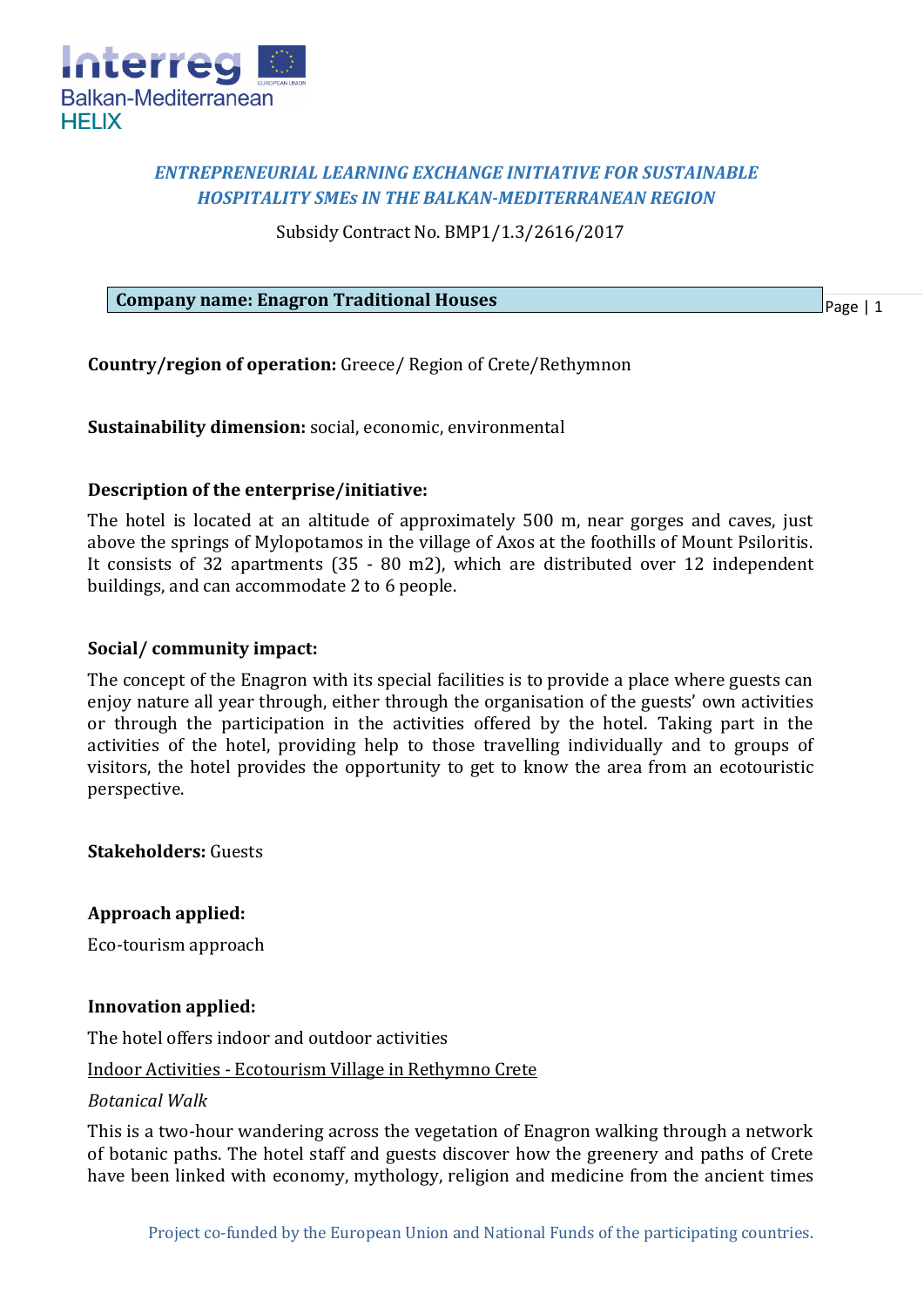*ENTREPRENEURIAL LEARNING EXCHANGE INITIATIVE FOR SUSTAINABLE HOSPITALITY SMEs IN THE BALKAN-MEDITERRANEAN REGION*

Subsidy Contract No. BMP1/1.3/2616/2017

**Company name: Enagron Traditional Houses**

**Country/region of operation:** Greece/ Region of Crete/Rethymnon

**Sustainability dimension:** social, economic, environmental

**Description of the enterprise/initiative:**

The hotel is located at an altitude of approximately 500 m, near gorges and caves, just above the springs of Mylopotamos in the village of Axos at the foothills of Mount Psiloritis. It consists of 32 apartments (35 - 80 m2), which are distributed over 12 independent buildings, and can accommodate 2 to 6 people.

**Social/ community impact:**

The concept of the Enagron with its special facilities is to provide a place where guests can enjoy nature all year through, either through the organisation of the guests' own activities or through the participation in the activities offered by the hotel. Taking part in the activities of the hotel, providing help to those travelling individually and to groups of visitors, the hotel provides the opportunity to get to know the area from an ecotouristic perspective.

**Stakeholders:** Guests

**Approach applied:**

Eco-tourism approach

**Innovation applied:**

The hotel offers indoor and outdoor activities

Indoor Activities - Ecotourism Village in Rethymno Crete

*Botanical Walk*

This is a two-hour wandering across the vegetation of Enagron walking through a network of botanic paths. The hotel staff and guests discover how the greenery and paths of Crete have been linked with economy, mythology, religion and medicine from the ancient times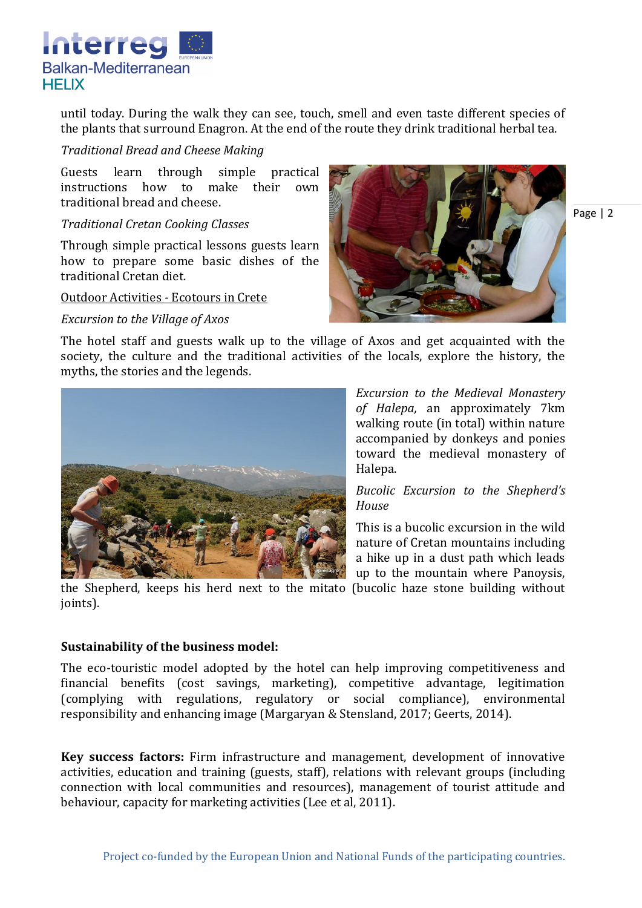until today. During the walk they can see, touch, smell and even taste different species of the plants that surround Enagron. At the end of the route they drink traditional herbal tea.

*Traditional Bread and Cheese Making*

Guests learn through simple practical instructions how to make their own traditional bread and cheese.

*Traditional Cretan Cooking Classes*

Through simple practical lessons guests learn how to prepare some basic dishes of the traditional Cretan diet.

<u>Outdoor Activities - Ecotours in Crete</u>

*Excursion to the Village of Axos*

The hotel staff and guests walk up to the village of Axos and get acquainted with the society, the culture and the traditional activities of the locals, explore the history, the myths, the stories and the legends.

*Excursion to the Medieval Monastery of Halepa,* an approximately 7km walking route (in total) within nature accompanied by donkeys and ponies toward the medieval monastery of Halepa.

*Bucolic Excursion to the Shepherd's House*

This is a bucolic excursion in the wild nature of Cretan mountains including a hike up in a dust path which leads up to the mountain where Panoysis, the Shepherd, keeps his herd next to the mitato (bucolic haze stone building without joints).

**Sustainability of the business model:**

The eco-touristic model adopted by the hotel can help improving competitiveness and financial benefits (cost savings, marketing), competitive advantage, legitimation (complying with regulations, regulatory or social compliance), environmental responsibility and enhancing image (Margaryan & Stensland, 2017; Geerts, 2014).

**Key success factors:** Firm infrastructure and management, development of innovative activities, education and training (guests, staff), relations with relevant groups (including connection with local communities and resources), management of tourist attitude and behaviour, capacity for marketing activities (Lee et al, 2011).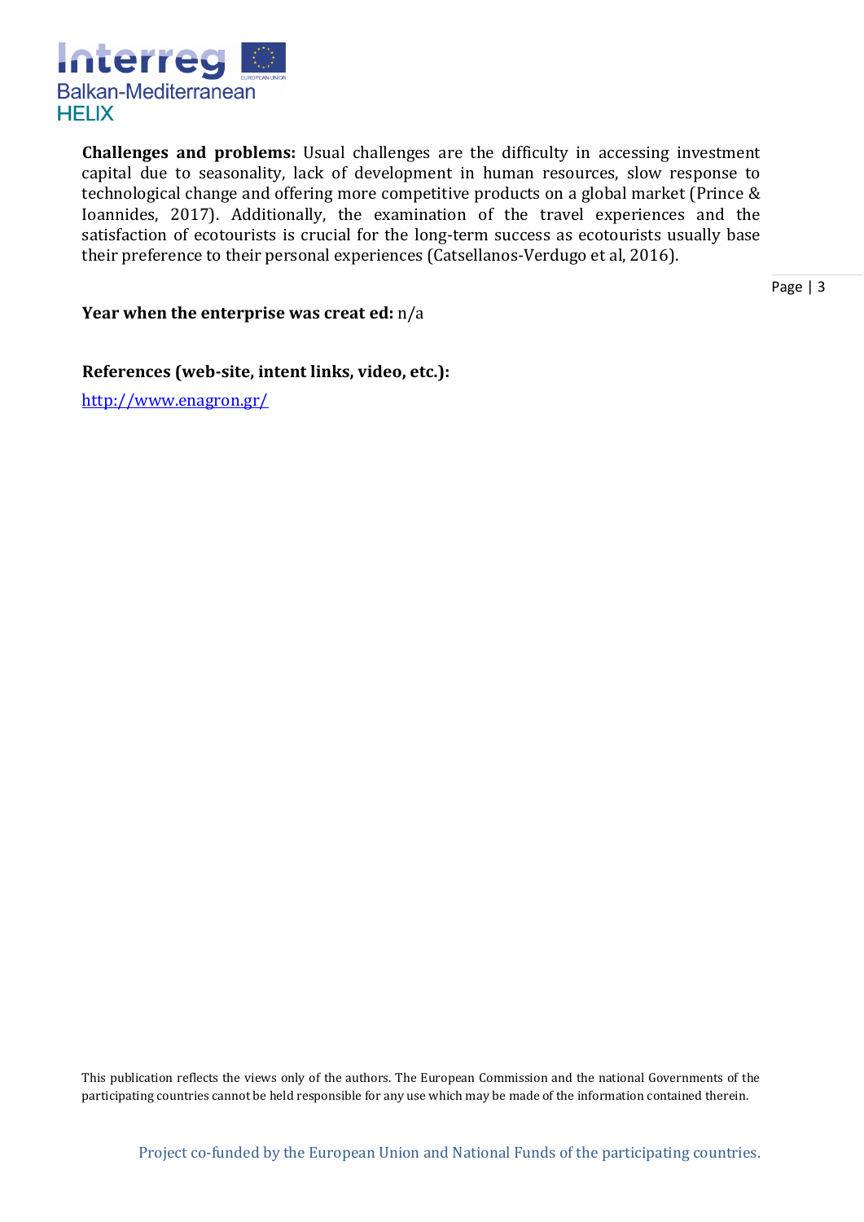**Challenges and problems:** Usual challenges are the difficulty in accessing investment capital due to seasonality, lack of development in human resources, slow response to technological change and offering more competitive products on a global market (Prince & Ioannides, 2017). Additionally, the examination of the travel experiences and the satisfaction of ecotourists is crucial for the long-term success as ecotourists usually base their preference to their personal experiences (Catsellanos-Verdugo et al, 2016).

**Year when the enterprise was creat ed:** n/a

**References (web-site, intent links, video, etc.):**

http://www.enagron.gr/

This publication reflects the views only of the authors. The European Commission and the national Governments of the participating countries cannot be held responsible for any use which may be made of the information contained therein.

Project co-funded by the European Union and National Funds of the participating countries.